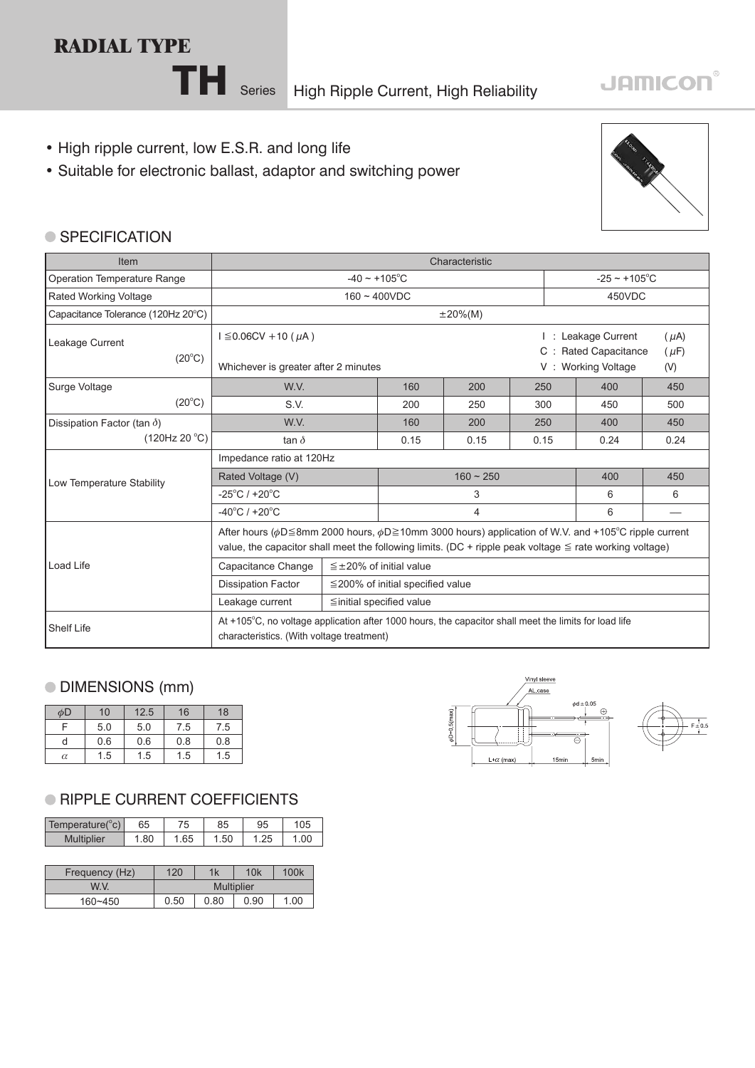# RADIAL TYPE

## TH Series High Ripple Current, High Reliability

JAMICON

- High ripple current, low E.S.R. and long life
- Suitable for electronic ballast, adaptor and switching power

### SPECIFICATION

| Item | Characteristic | | | | | |
|---|---|---|---|---|---|---|
| Operation Temperature Range | -40 ~ +105°C | | | | -25 ~ +105°C | |
| Rated Working Voltage | 160 ~ 400VDC | | | | 450VDC | |
| Capacitance Tolerance (120Hz 20°C) | ±20%(M) | | | | | |
| Leakage Current (20°C) | I ≦0.06CV +10 ( μA ) Whichever is greater after 2 minutes | | | | I : Leakage Current (μA) C : Rated Capacitance (μF) V : Working Voltage (V) | |
| Surge Voltage (20°C) | W.V. | 160 | 200 | 250 | 400 | 450 |
| | S.V. | 200 | 250 | 300 | 450 | 500 |
| Dissipation Factor (tan δ) (120Hz 20 °C) | W.V. | 160 | 200 | 250 | 400 | 450 |
| | tan δ | 0.15 | 0.15 | 0.15 | 0.24 | 0.24 |
| Low Temperature Stability | Impedance ratio at 120Hz | | | | | |
| | Rated Voltage (V) | 160 ~ 250 | | | 400 | 450 |
| | -25°C / +20°C | 3 | | | 6 | 6 |
| | -40°C / +20°C | 4 | | | 6 | — |
| Load Life | After hours (φD≦8mm 2000 hours, φD≧10mm 3000 hours) application of W.V. and +105°C ripple current value, the capacitor shall meet the following limits. (DC + ripple peak voltage ≦ rate working voltage) | | | | | |
| | Capacitance Change | ≦±20% of initial value | | | | |
| | Dissipation Factor | ≦200% of initial specified value | | | | |
| | Leakage current | ≦initial specified value | | | | |
| Shelf Life | At +105°C, no voltage application after 1000 hours, the capacitor shall meet the limits for load life characteristics. (With voltage treatment) | | | | | |

### DIMENSIONS (mm)

| φD | 10 | 12.5 | 16 | 18 |
|---|---|---|---|---|
| F | 5.0 | 5.0 | 7.5 | 7.5 |
| d | 0.6 | 0.6 | 0.8 | 0.8 |
| α | 1.5 | 1.5 | 1.5 | 1.5 |

Vinyl sleeve, AL.case, φd ± 0.05, φD+0.5(max), L+α (max), 15min, 5min, F ± 0.5

### RIPPLE CURRENT COEFFICIENTS

| Temperature(°c) | 65 | 75 | 85 | 95 | 105 |
|---|---|---|---|---|---|
| Multiplier | 1.80 | 1.65 | 1.50 | 1.25 | 1.00 |

| Frequency (Hz) | 120 | 1k | 10k | 100k |
|---|---|---|---|---|
| W.V. | Multiplier | | | |
| 160~450 | 0.50 | 0.80 | 0.90 | 1.00 |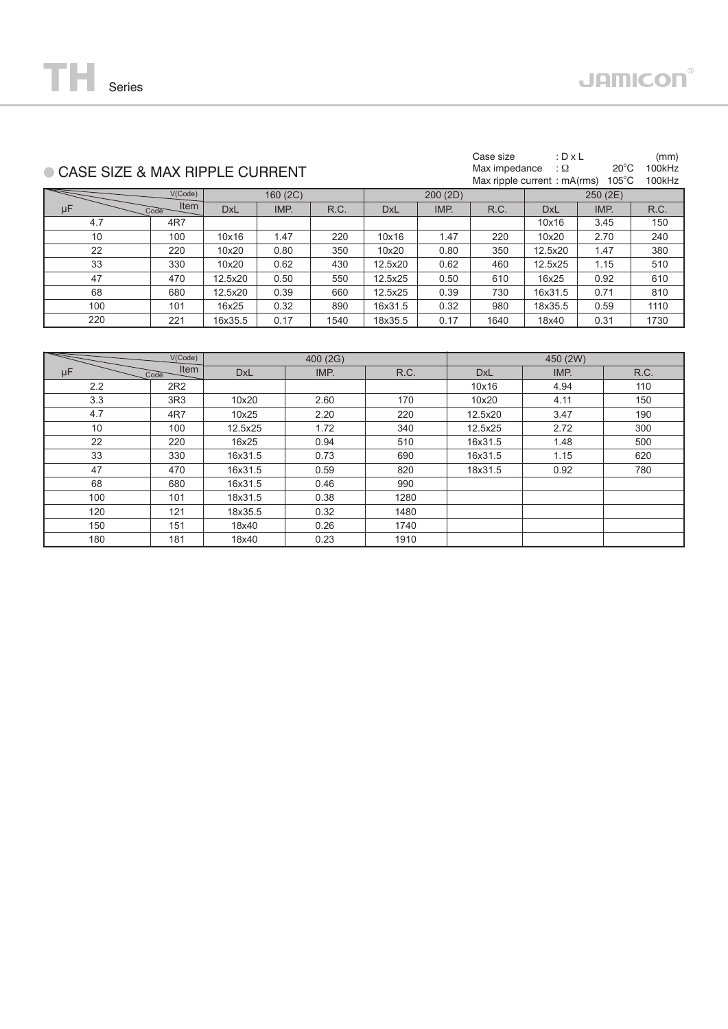## CASE SIZE & MAX RIPPLE CURRENT

Case size : D x L (mm)
Max impedance : Ω 20°C 100kHz
Max ripple current : mA(rms) 105°C 100kHz

| μF \ V(Code) | Code \ Item | 160 (2C) | | | 200 (2D) | | | 250 (2E) | | |
|---|---|---|---|---|---|---|---|---|---|---|
| | | DxL | IMP. | R.C. | DxL | IMP. | R.C. | DxL | IMP. | R.C. |
| 4.7 | 4R7 | | | | | | | 10x16 | 3.45 | 150 |
| 10 | 100 | 10x16 | 1.47 | 220 | 10x16 | 1.47 | 220 | 10x20 | 2.70 | 240 |
| 22 | 220 | 10x20 | 0.80 | 350 | 10x20 | 0.80 | 350 | 12.5x20 | 1.47 | 380 |
| 33 | 330 | 10x20 | 0.62 | 430 | 12.5x20 | 0.62 | 460 | 12.5x25 | 1.15 | 510 |
| 47 | 470 | 12.5x20 | 0.50 | 550 | 12.5x25 | 0.50 | 610 | 16x25 | 0.92 | 610 |
| 68 | 680 | 12.5x20 | 0.39 | 660 | 12.5x25 | 0.39 | 730 | 16x31.5 | 0.71 | 810 |
| 100 | 101 | 16x25 | 0.32 | 890 | 16x31.5 | 0.32 | 980 | 18x35.5 | 0.59 | 1110 |
| 220 | 221 | 16x35.5 | 0.17 | 1540 | 18x35.5 | 0.17 | 1640 | 18x40 | 0.31 | 1730 |

| μF \ V(Code) | Code \ Item | 400 (2G) | | | 450 (2W) | | |
|---|---|---|---|---|---|---|---|
| | | DxL | IMP. | R.C. | DxL | IMP. | R.C. |
| 2.2 | 2R2 | | | | 10x16 | 4.94 | 110 |
| 3.3 | 3R3 | 10x20 | 2.60 | 170 | 10x20 | 4.11 | 150 |
| 4.7 | 4R7 | 10x25 | 2.20 | 220 | 12.5x20 | 3.47 | 190 |
| 10 | 100 | 12.5x25 | 1.72 | 340 | 12.5x25 | 2.72 | 300 |
| 22 | 220 | 16x25 | 0.94 | 510 | 16x31.5 | 1.48 | 500 |
| 33 | 330 | 16x31.5 | 0.73 | 690 | 16x31.5 | 1.15 | 620 |
| 47 | 470 | 16x31.5 | 0.59 | 820 | 18x31.5 | 0.92 | 780 |
| 68 | 680 | 16x31.5 | 0.46 | 990 | | | |
| 100 | 101 | 18x31.5 | 0.38 | 1280 | | | |
| 120 | 121 | 18x35.5 | 0.32 | 1480 | | | |
| 150 | 151 | 18x40 | 0.26 | 1740 | | | |
| 180 | 181 | 18x40 | 0.23 | 1910 | | | |